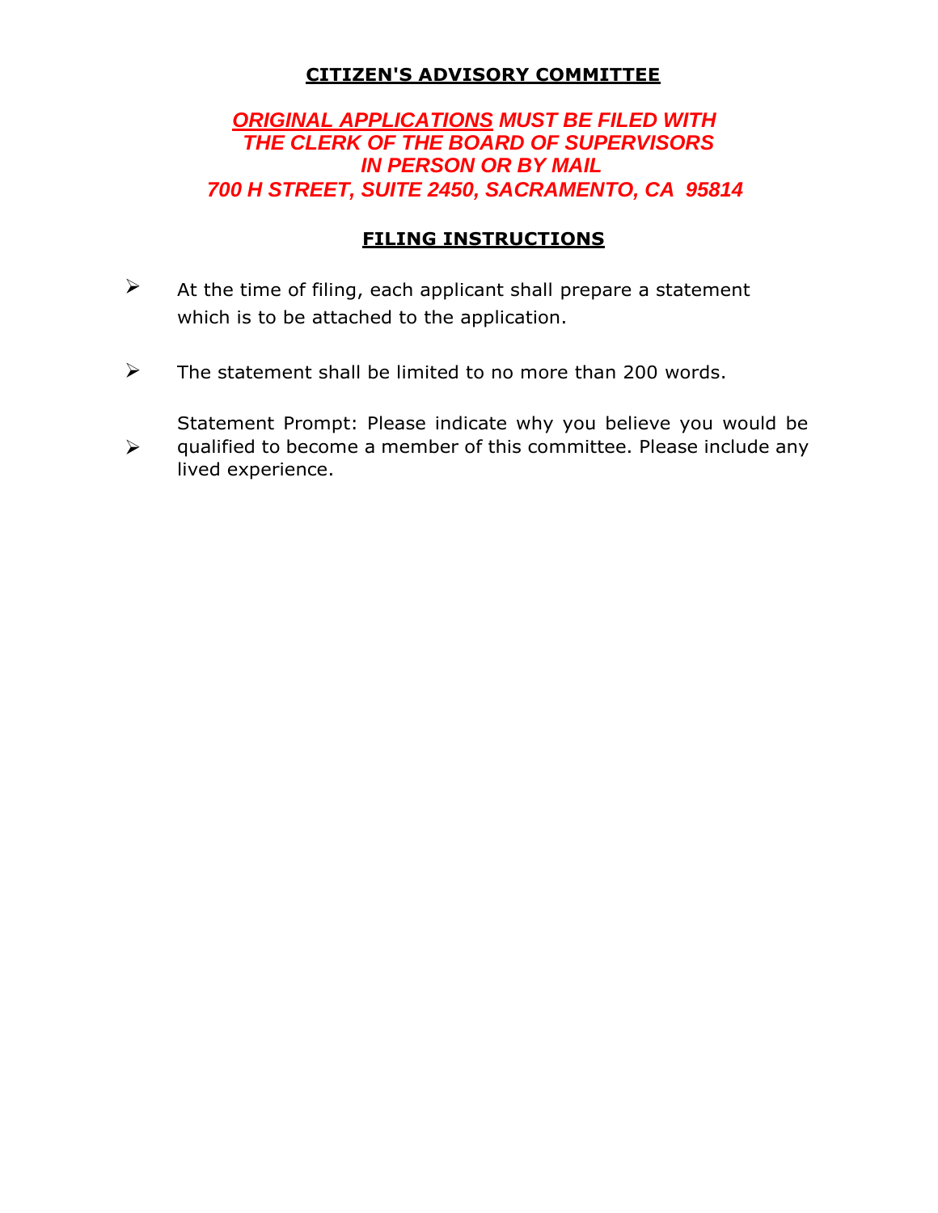## CITIZEN'S ADVISORY COMMITTEE

***ORIGINAL APPLICATIONS* MUST BE FILED WITH THE CLERK OF THE BOARD OF SUPERVISORS IN PERSON OR BY MAIL 700 H STREET, SUITE 2450, SACRAMENTO, CA 95814**

## FILING INSTRUCTIONS

- At the time of filing, each applicant shall prepare a statement which is to be attached to the application.
- The statement shall be limited to no more than 200 words.
- Statement Prompt: Please indicate why you believe you would be qualified to become a member of this committee. Please include any lived experience.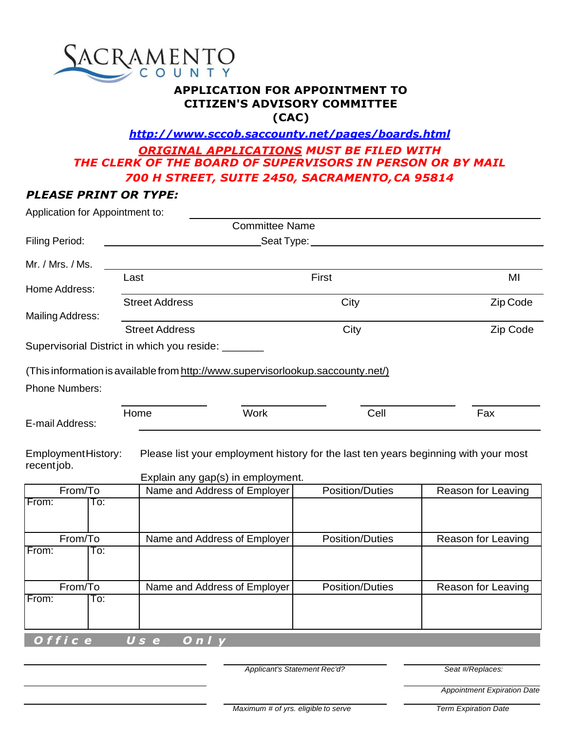SACRAMENTO COUNTY

## APPLICATION FOR APPOINTMENT TO CITIZEN'S ADVISORY COMMITTEE (CAC)

***http://www.sccob.saccounty.net/pages/boards.html***

***ORIGINAL APPLICATIONS MUST BE FILED WITH THE CLERK OF THE BOARD OF SUPERVISORS IN PERSON OR BY MAIL 700 H STREET, SUITE 2450, SACRAMENTO, CA 95814***

***PLEASE PRINT OR TYPE:***

Application for Appointment to: ______________________________
Committee Name

Filing Period: ______________________ Seat Type: ______________________

Mr. / Mrs. / Ms. ______________________________________________
Last | First | MI

Home Address: ______________________________________________
Street Address | City | Zip Code

Mailing Address: ______________________________________________
Street Address | City | Zip Code

Supervisorial District in which you reside: _______

(This information is available from http://www.supervisorlookup.saccounty.net/)

Phone Numbers:

__________ Home | __________ Work | __________ Cell | __________ Fax

E-mail Address: ______________________________________________

Employment History: Please list your employment history for the last ten years beginning with your most recent job. Explain any gap(s) in employment.

| From/To | | Name and Address of Employer | Position/Duties | Reason for Leaving |
|---|---|---|---|---|
| From: | To: | | | |
| **From/To** | | **Name and Address of Employer** | **Position/Duties** | **Reason for Leaving** |
| From: | To: | | | |
| **From/To** | | **Name and Address of Employer** | **Position/Duties** | **Reason for Leaving** |
| From: | To: | | | |

***Office Use Only***

| | | |
|---|---|---|
| ______________ | *Applicant's Statement Rec'd?* | *Seat #/Replaces:* |
| ______________ | | *Appointment Expiration Date* |
| ______________ | *Maximum # of yrs. eligible to serve* | *Term Expiration Date* |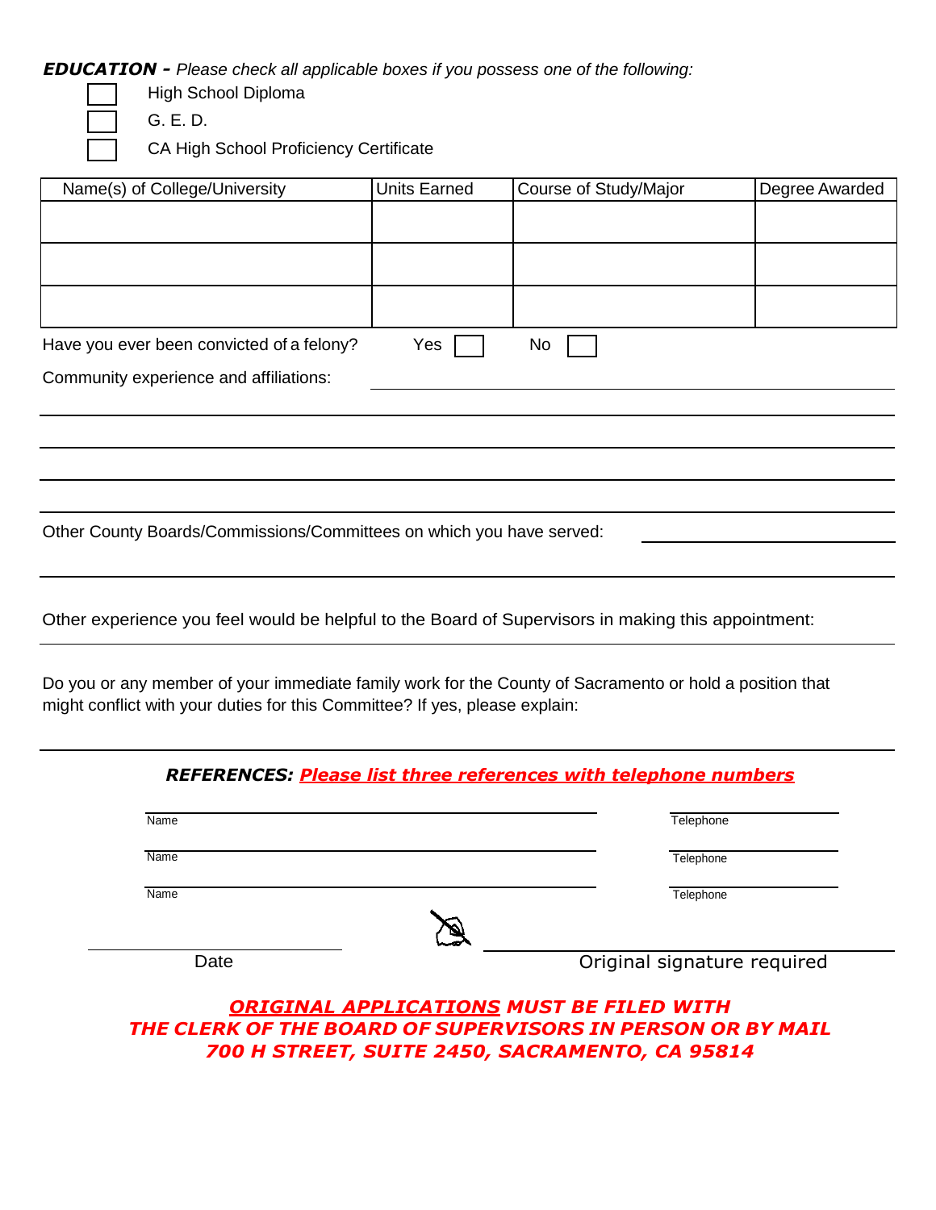**EDUCATION -** *Please check all applicable boxes if you possess one of the following:*

☐ High School Diploma

☐ G. E. D.

☐ CA High School Proficiency Certificate

| Name(s) of College/University | Units Earned | Course of Study/Major | Degree Awarded |
|---|---|---|---|
| | | | |
| | | | |
| | | | |

Have you ever been convicted of a felony? Yes ☐ No ☐

Community experience and affiliations: ______________________________

______________________________

______________________________

______________________________

______________________________

Other County Boards/Commissions/Committees on which you have served: ______________

______________________________

Other experience you feel would be helpful to the Board of Supervisors in making this appointment:

______________________________

Do you or any member of your immediate family work for the County of Sacramento or hold a position that might conflict with your duties for this Committee? If yes, please explain:

______________________________

***REFERENCES: Please list three references with telephone numbers***

Name ______________________________ Telephone ______________

Name ______________________________ Telephone ______________

Name ______________________________ Telephone ______________

______________ Date

______________________________ Original signature required

***ORIGINAL APPLICATIONS MUST BE FILED WITH THE CLERK OF THE BOARD OF SUPERVISORS IN PERSON OR BY MAIL 700 H STREET, SUITE 2450, SACRAMENTO, CA 95814***